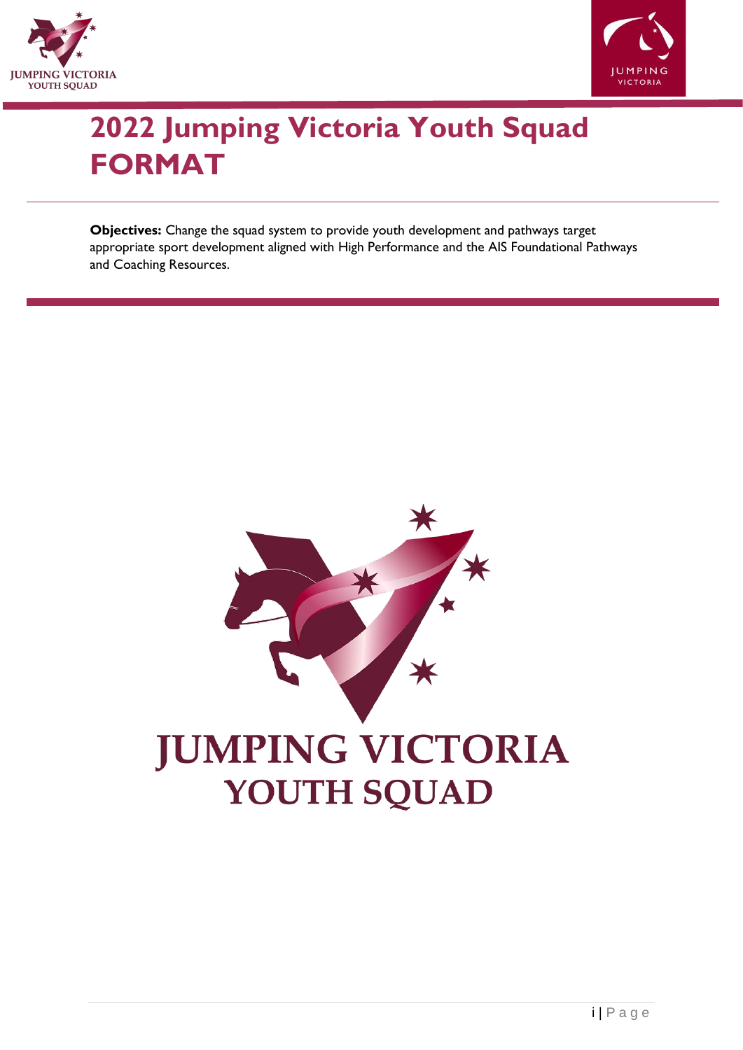# 2022 Jumping Victoria Youth Squad FORMAT

**Objectives:** Change the squad system to provide youth development and pathways target appropriate sport development aligned with High Performance and the AIS Foundational Pathways and Coaching Resources.

JUMPING VICTORIA YOUTH SQUAD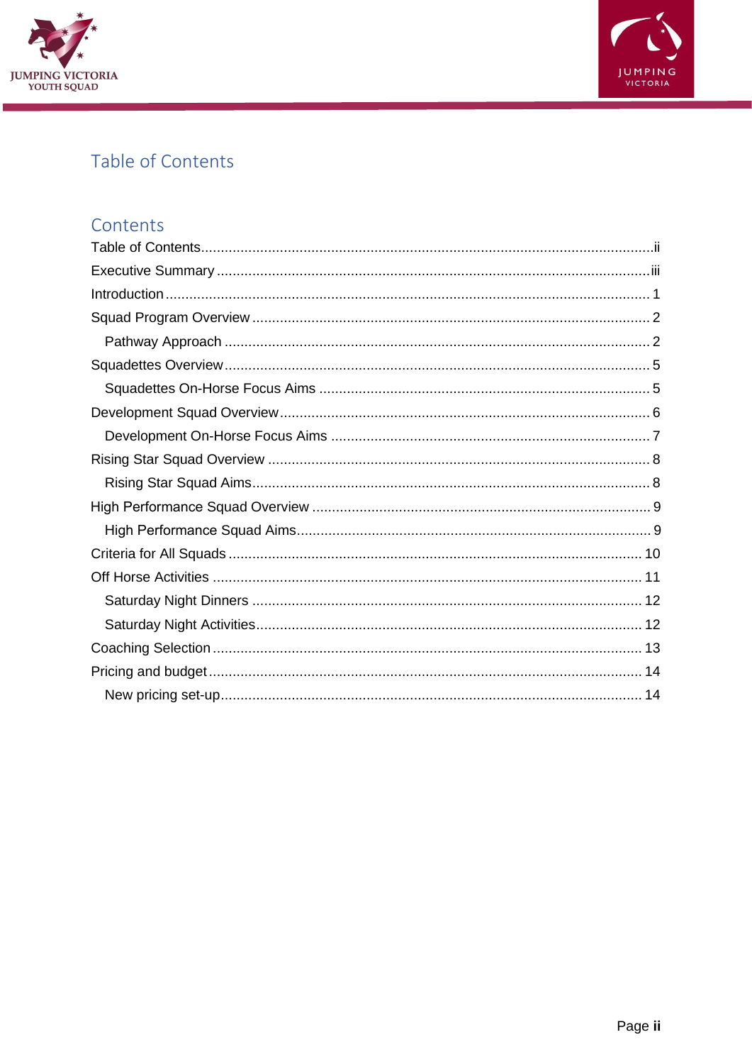# Table of Contents

## Contents

Table of Contents....................ii
Executive Summary....................iii
Introduction....................1
Squad Program Overview....................2
  Pathway Approach....................2
Squadettes Overview....................5
  Squadettes On-Horse Focus Aims....................5
Development Squad Overview....................6
  Development On-Horse Focus Aims....................7
Rising Star Squad Overview....................8
  Rising Star Squad Aims....................8
High Performance Squad Overview....................9
  High Performance Squad Aims....................9
Criteria for All Squads....................10
Off Horse Activities....................11
  Saturday Night Dinners....................12
  Saturday Night Activities....................12
Coaching Selection....................13
Pricing and budget....................14
  New pricing set-up....................14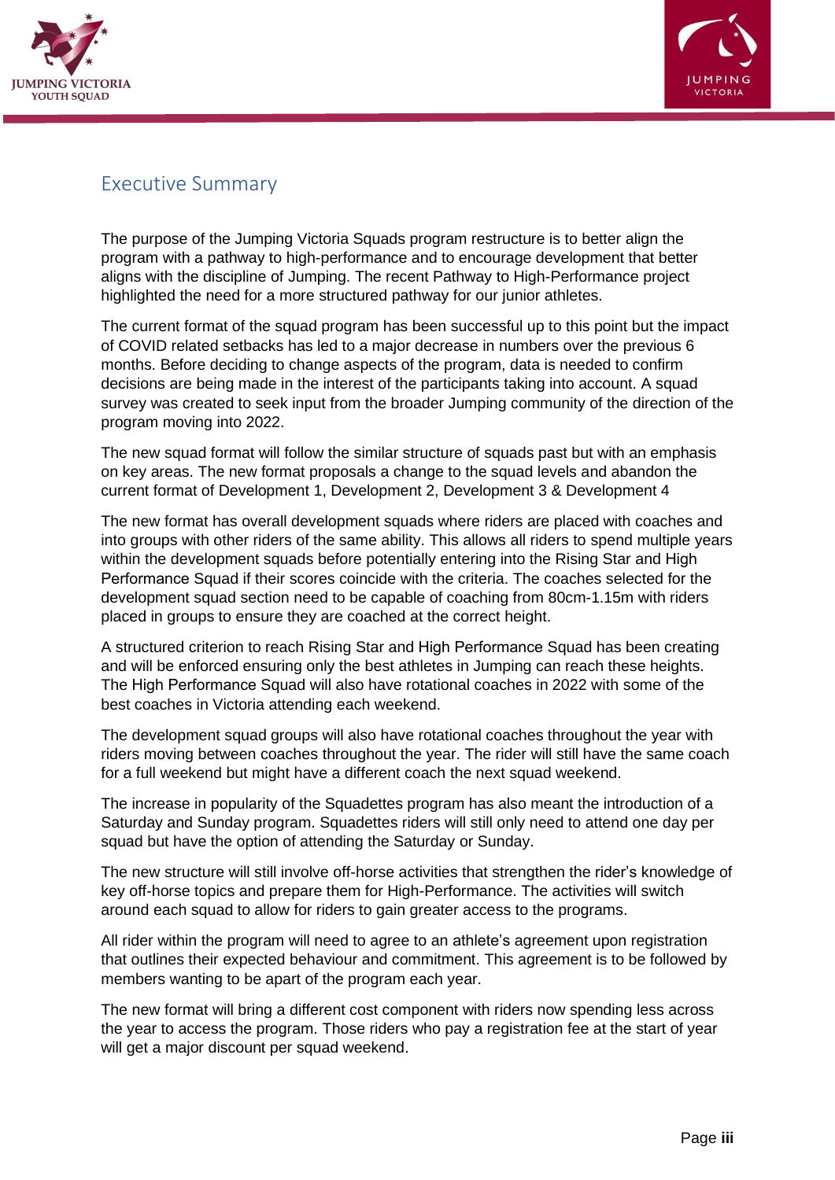# Executive Summary

The purpose of the Jumping Victoria Squads program restructure is to better align the program with a pathway to high-performance and to encourage development that better aligns with the discipline of Jumping. The recent Pathway to High-Performance project highlighted the need for a more structured pathway for our junior athletes.

The current format of the squad program has been successful up to this point but the impact of COVID related setbacks has led to a major decrease in numbers over the previous 6 months. Before deciding to change aspects of the program, data is needed to confirm decisions are being made in the interest of the participants taking into account. A squad survey was created to seek input from the broader Jumping community of the direction of the program moving into 2022.

The new squad format will follow the similar structure of squads past but with an emphasis on key areas. The new format proposals a change to the squad levels and abandon the current format of Development 1, Development 2, Development 3 & Development 4

The new format has overall development squads where riders are placed with coaches and into groups with other riders of the same ability. This allows all riders to spend multiple years within the development squads before potentially entering into the Rising Star and High Performance Squad if their scores coincide with the criteria. The coaches selected for the development squad section need to be capable of coaching from 80cm-1.15m with riders placed in groups to ensure they are coached at the correct height.

A structured criterion to reach Rising Star and High Performance Squad has been creating and will be enforced ensuring only the best athletes in Jumping can reach these heights. The High Performance Squad will also have rotational coaches in 2022 with some of the best coaches in Victoria attending each weekend.

The development squad groups will also have rotational coaches throughout the year with riders moving between coaches throughout the year. The rider will still have the same coach for a full weekend but might have a different coach the next squad weekend.

The increase in popularity of the Squadettes program has also meant the introduction of a Saturday and Sunday program. Squadettes riders will still only need to attend one day per squad but have the option of attending the Saturday or Sunday.

The new structure will still involve off-horse activities that strengthen the rider's knowledge of key off-horse topics and prepare them for High-Performance. The activities will switch around each squad to allow for riders to gain greater access to the programs.

All rider within the program will need to agree to an athlete's agreement upon registration that outlines their expected behaviour and commitment. This agreement is to be followed by members wanting to be apart of the program each year.

The new format will bring a different cost component with riders now spending less across the year to access the program. Those riders who pay a registration fee at the start of year will get a major discount per squad weekend.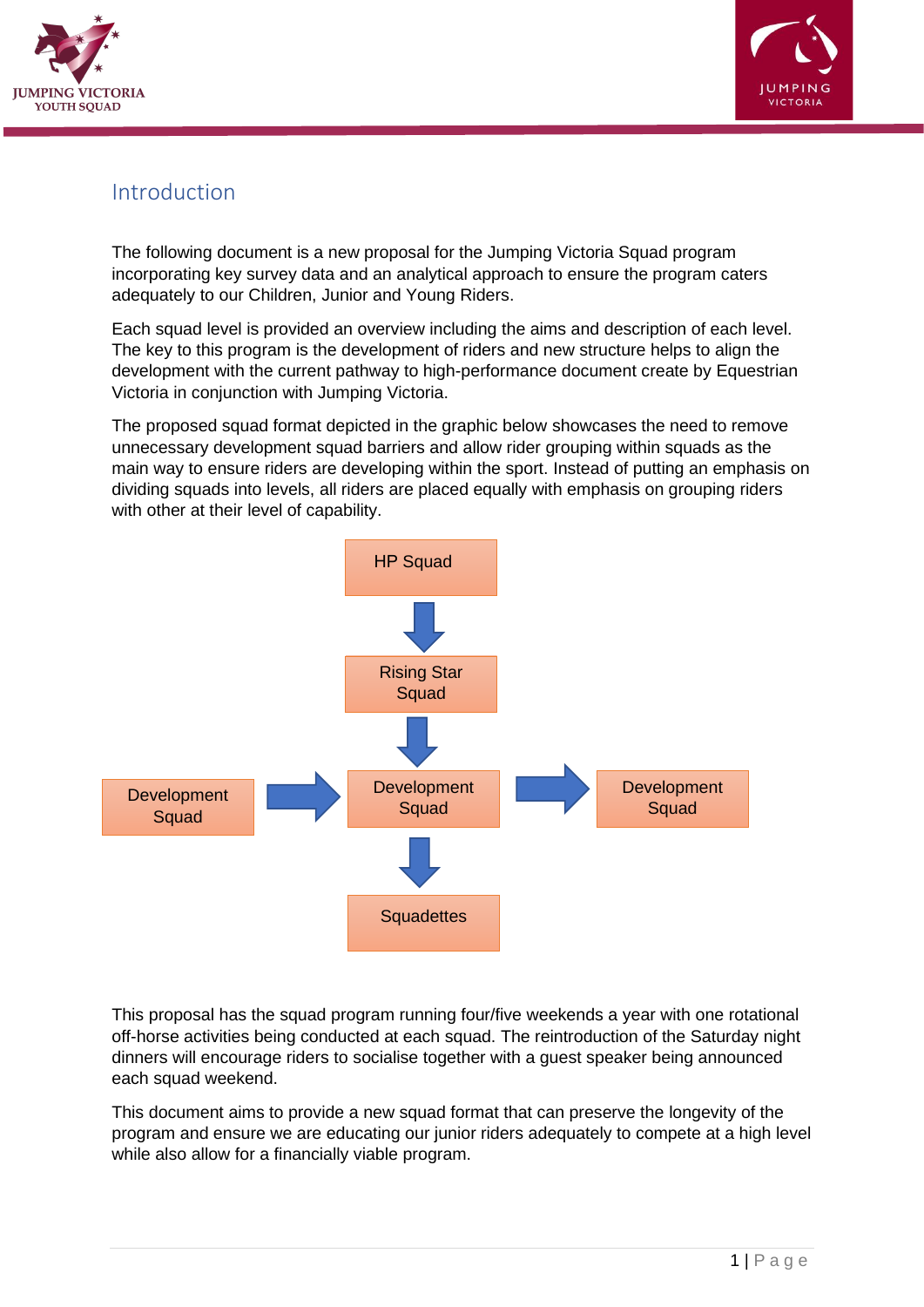## Introduction

The following document is a new proposal for the Jumping Victoria Squad program incorporating key survey data and an analytical approach to ensure the program caters adequately to our Children, Junior and Young Riders.

Each squad level is provided an overview including the aims and description of each level. The key to this program is the development of riders and new structure helps to align the development with the current pathway to high-performance document create by Equestrian Victoria in conjunction with Jumping Victoria.

The proposed squad format depicted in the graphic below showcases the need to remove unnecessary development squad barriers and allow rider grouping within squads as the main way to ensure riders are developing within the sport. Instead of putting an emphasis on dividing squads into levels, all riders are placed equally with emphasis on grouping riders with other at their level of capability.

HP Squad

↓

Rising Star Squad

↓

Development Squad → Development Squad → Development Squad

↓

Squadettes

This proposal has the squad program running four/five weekends a year with one rotational off-horse activities being conducted at each squad. The reintroduction of the Saturday night dinners will encourage riders to socialise together with a guest speaker being announced each squad weekend.

This document aims to provide a new squad format that can preserve the longevity of the program and ensure we are educating our junior riders adequately to compete at a high level while also allow for a financially viable program.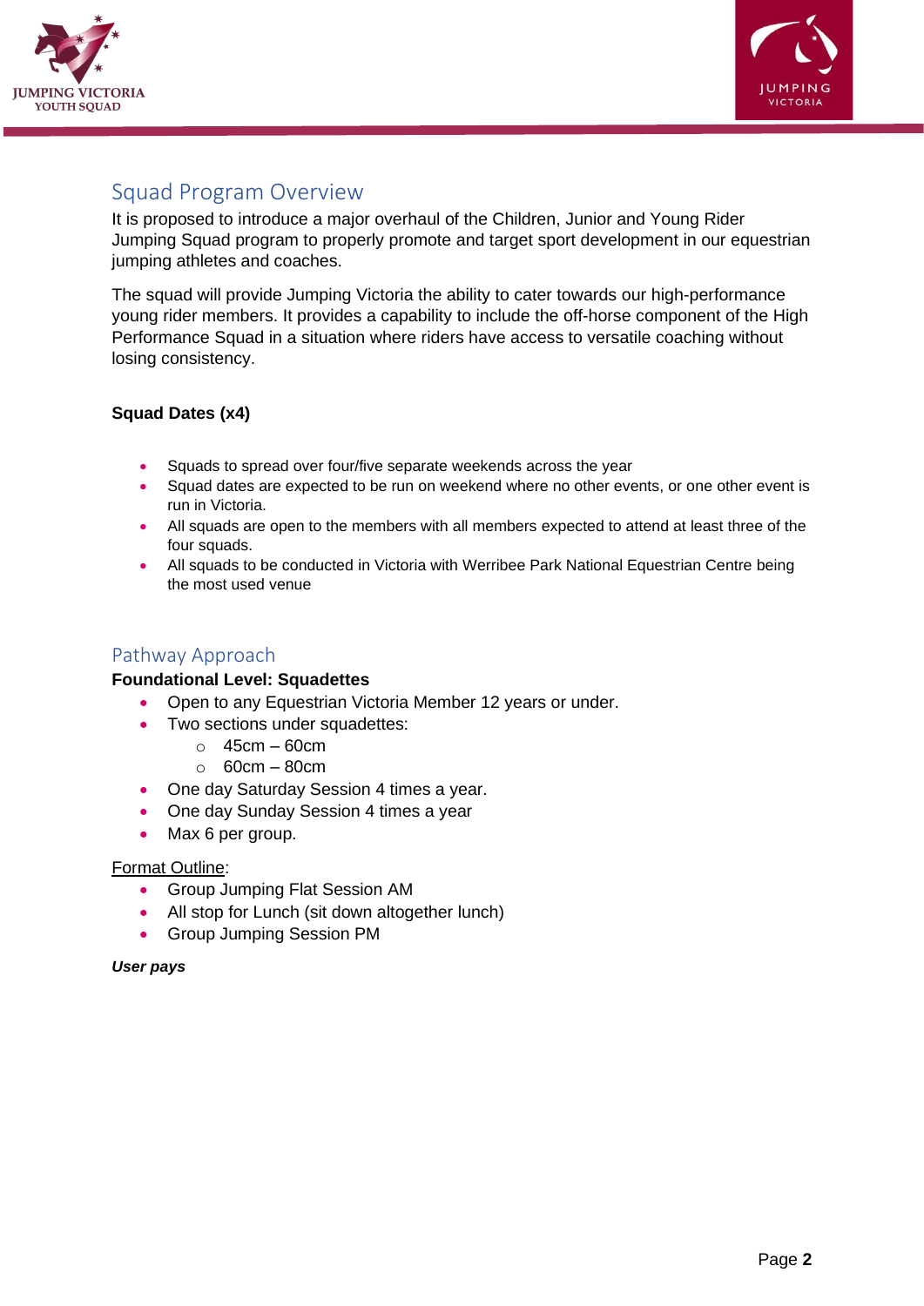## Squad Program Overview

It is proposed to introduce a major overhaul of the Children, Junior and Young Rider Jumping Squad program to properly promote and target sport development in our equestrian jumping athletes and coaches.

The squad will provide Jumping Victoria the ability to cater towards our high-performance young rider members. It provides a capability to include the off-horse component of the High Performance Squad in a situation where riders have access to versatile coaching without losing consistency.

**Squad Dates (x4)**

- Squads to spread over four/five separate weekends across the year
- Squad dates are expected to be run on weekend where no other events, or one other event is run in Victoria.
- All squads are open to the members with all members expected to attend at least three of the four squads.
- All squads to be conducted in Victoria with Werribee Park National Equestrian Centre being the most used venue

## Pathway Approach

**Foundational Level: Squadettes**

- Open to any Equestrian Victoria Member 12 years or under.
- Two sections under squadettes:
  - 45cm – 60cm
  - 60cm – 80cm
- One day Saturday Session 4 times a year.
- One day Sunday Session 4 times a year
- Max 6 per group.

<u>Format Outline</u>:

- Group Jumping Flat Session AM
- All stop for Lunch (sit down altogether lunch)
- Group Jumping Session PM

***User pays***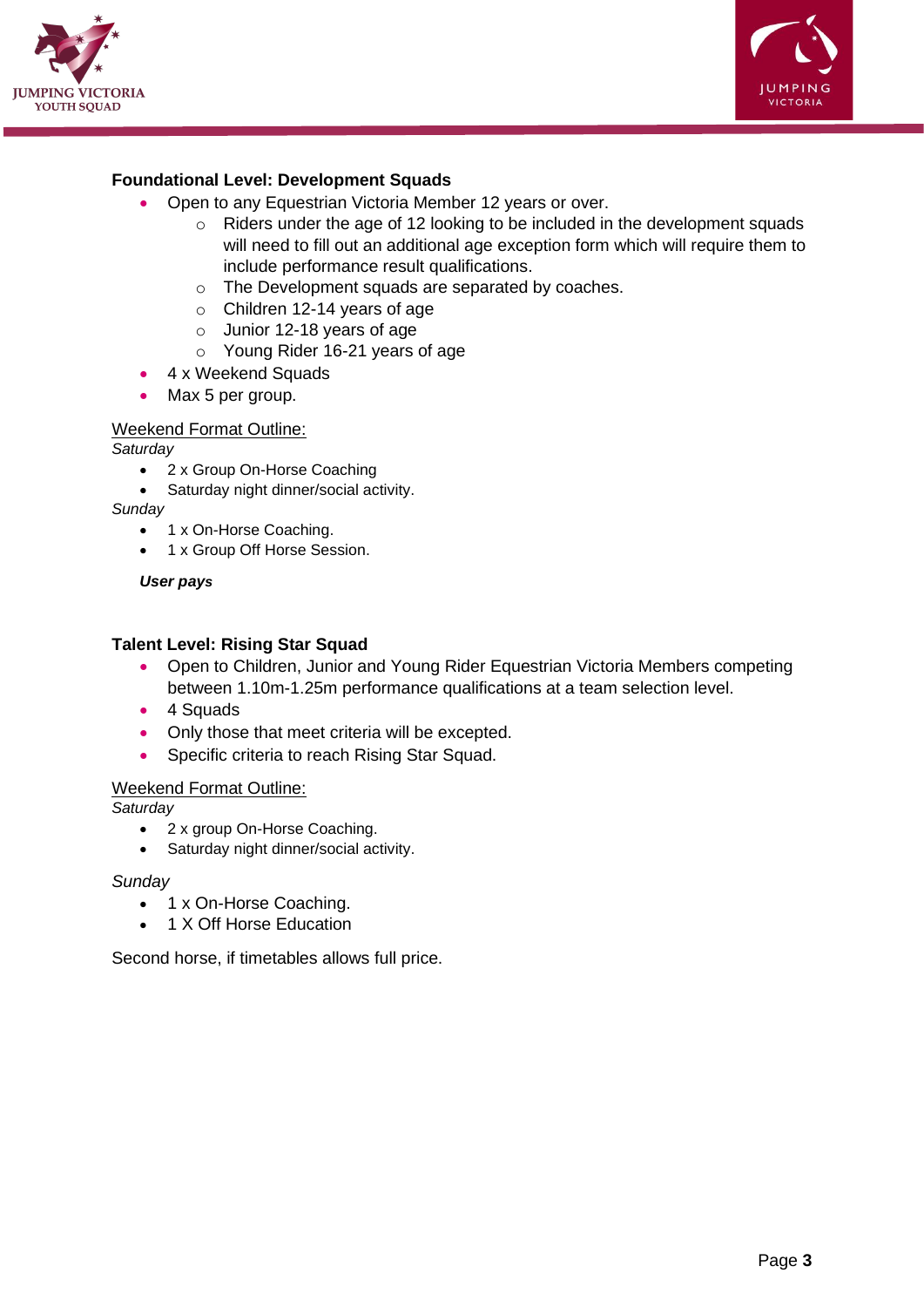**Foundational Level: Development Squads**

- Open to any Equestrian Victoria Member 12 years or over.
  - Riders under the age of 12 looking to be included in the development squads will need to fill out an additional age exception form which will require them to include performance result qualifications.
  - The Development squads are separated by coaches.
  - Children 12-14 years of age
  - Junior 12-18 years of age
  - Young Rider 16-21 years of age
- 4 x Weekend Squads
- Max 5 per group.

Weekend Format Outline:

*Saturday*

- 2 x Group On-Horse Coaching
- Saturday night dinner/social activity.

*Sunday*

- 1 x On-Horse Coaching.
- 1 x Group Off Horse Session.

***User pays***

**Talent Level: Rising Star Squad**

- Open to Children, Junior and Young Rider Equestrian Victoria Members competing between 1.10m-1.25m performance qualifications at a team selection level.
- 4 Squads
- Only those that meet criteria will be excepted.
- Specific criteria to reach Rising Star Squad.

Weekend Format Outline:

*Saturday*

- 2 x group On-Horse Coaching.
- Saturday night dinner/social activity.

*Sunday*

- 1 x On-Horse Coaching.
- 1 X Off Horse Education

Second horse, if timetables allows full price.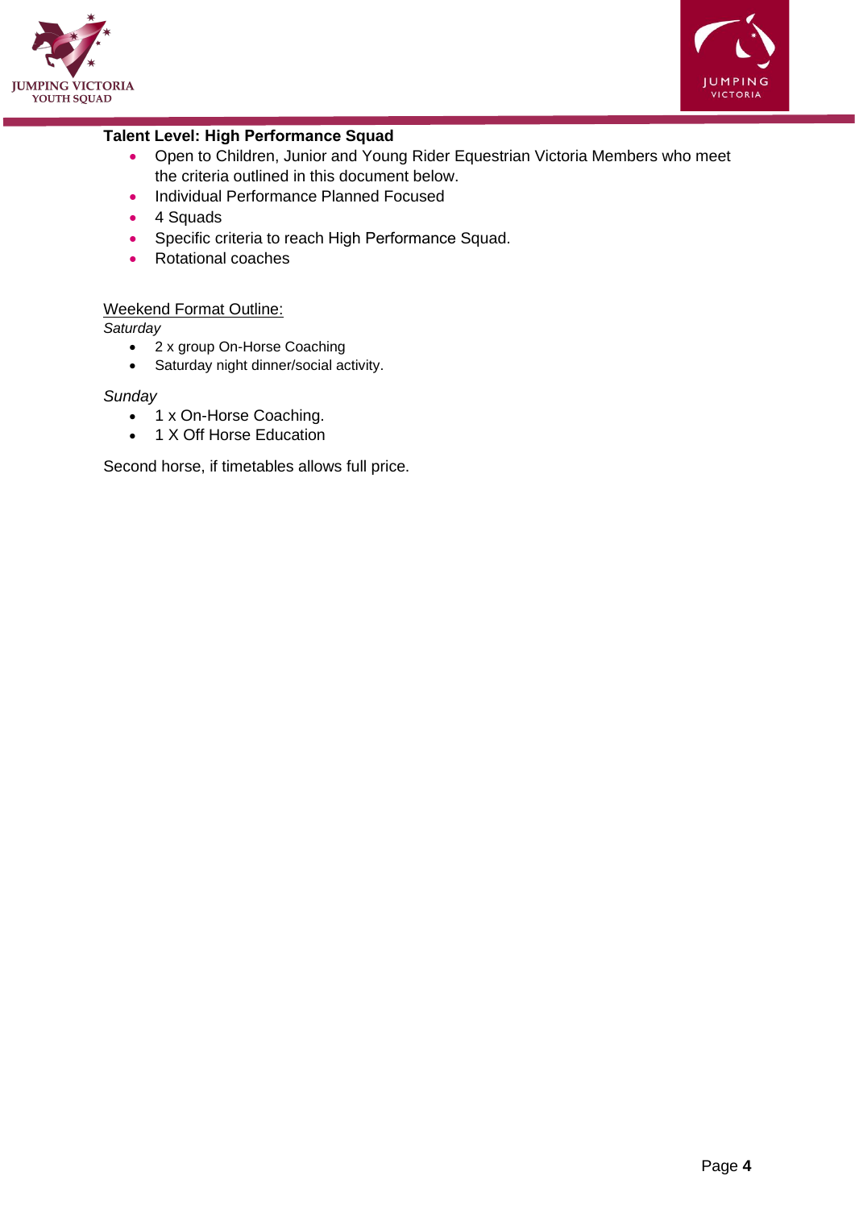**Talent Level: High Performance Squad**

- Open to Children, Junior and Young Rider Equestrian Victoria Members who meet the criteria outlined in this document below.
- Individual Performance Planned Focused
- 4 Squads
- Specific criteria to reach High Performance Squad.
- Rotational coaches

<u>Weekend Format Outline:</u>

*Saturday*

- 2 x group On-Horse Coaching
- Saturday night dinner/social activity.

*Sunday*

- 1 x On-Horse Coaching.
- 1 X Off Horse Education

Second horse, if timetables allows full price.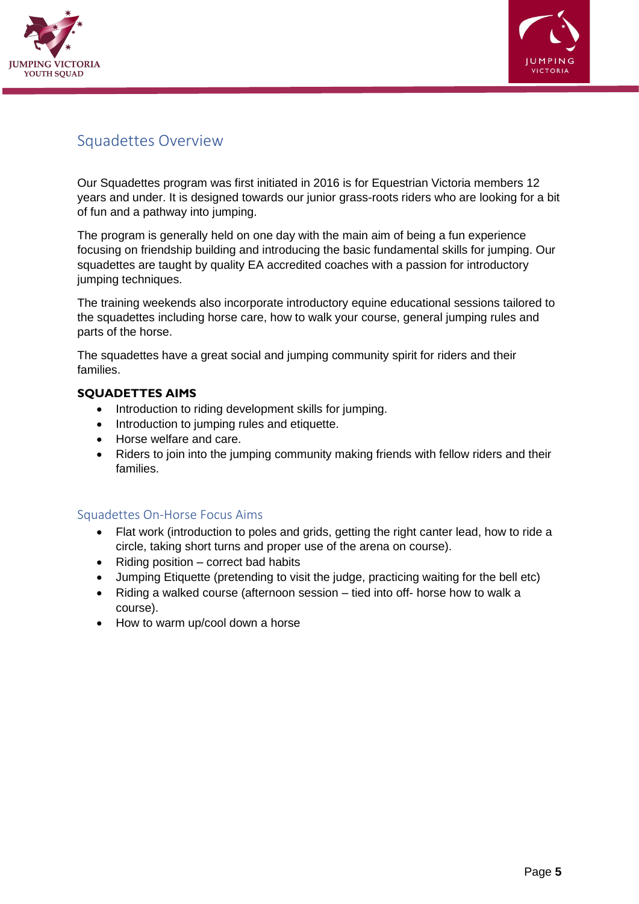## Squadettes Overview

Our Squadettes program was first initiated in 2016 is for Equestrian Victoria members 12 years and under. It is designed towards our junior grass-roots riders who are looking for a bit of fun and a pathway into jumping.

The program is generally held on one day with the main aim of being a fun experience focusing on friendship building and introducing the basic fundamental skills for jumping. Our squadettes are taught by quality EA accredited coaches with a passion for introductory jumping techniques.

The training weekends also incorporate introductory equine educational sessions tailored to the squadettes including horse care, how to walk your course, general jumping rules and parts of the horse.

The squadettes have a great social and jumping community spirit for riders and their families.

**SQUADETTES AIMS**

- Introduction to riding development skills for jumping.
- Introduction to jumping rules and etiquette.
- Horse welfare and care.
- Riders to join into the jumping community making friends with fellow riders and their families.

### Squadettes On-Horse Focus Aims

- Flat work (introduction to poles and grids, getting the right canter lead, how to ride a circle, taking short turns and proper use of the arena on course).
- Riding position – correct bad habits
- Jumping Etiquette (pretending to visit the judge, practicing waiting for the bell etc)
- Riding a walked course (afternoon session – tied into off- horse how to walk a course).
- How to warm up/cool down a horse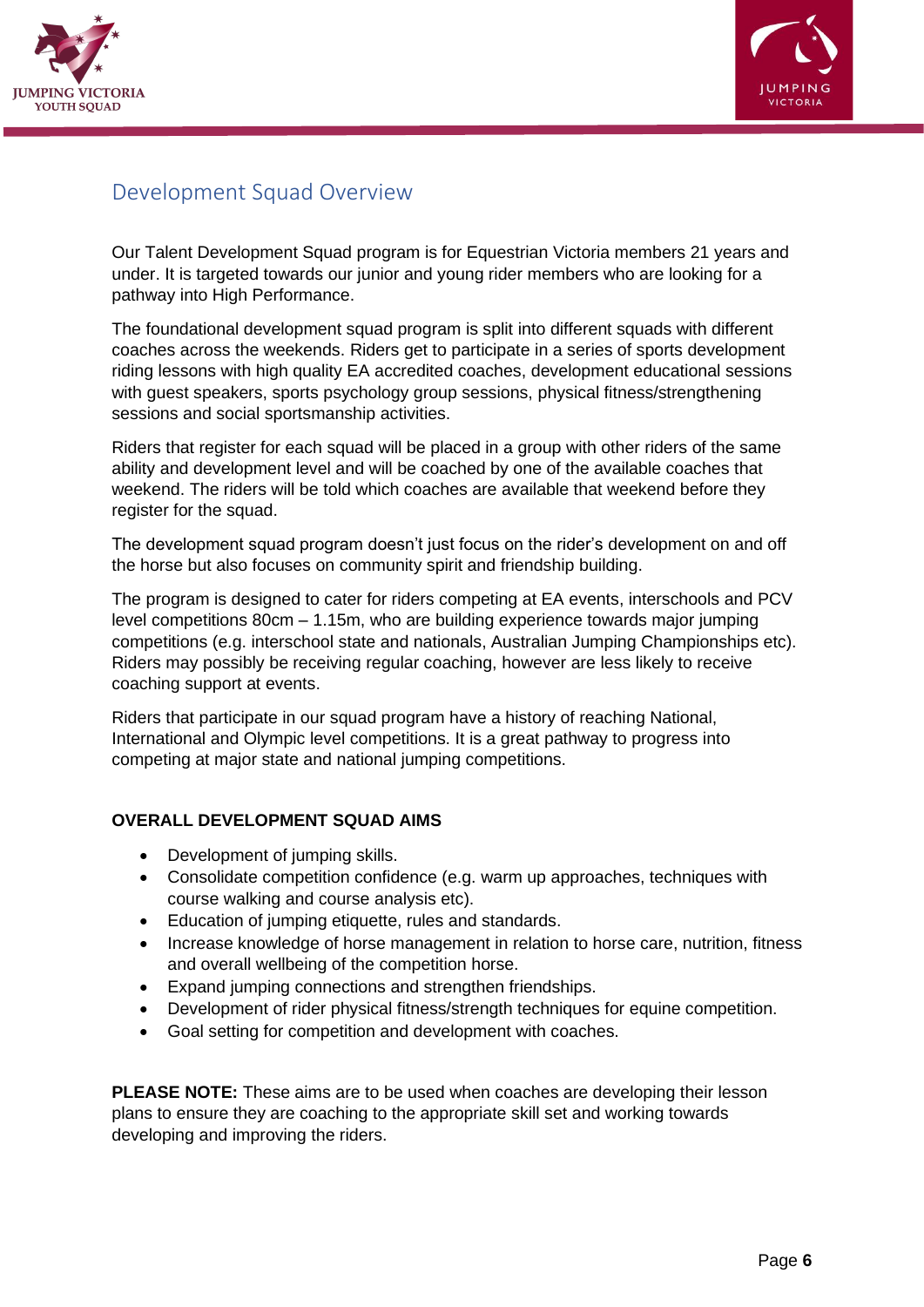## Development Squad Overview

Our Talent Development Squad program is for Equestrian Victoria members 21 years and under. It is targeted towards our junior and young rider members who are looking for a pathway into High Performance.

The foundational development squad program is split into different squads with different coaches across the weekends. Riders get to participate in a series of sports development riding lessons with high quality EA accredited coaches, development educational sessions with guest speakers, sports psychology group sessions, physical fitness/strengthening sessions and social sportsmanship activities.

Riders that register for each squad will be placed in a group with other riders of the same ability and development level and will be coached by one of the available coaches that weekend. The riders will be told which coaches are available that weekend before they register for the squad.

The development squad program doesn't just focus on the rider's development on and off the horse but also focuses on community spirit and friendship building.

The program is designed to cater for riders competing at EA events, interschools and PCV level competitions 80cm – 1.15m, who are building experience towards major jumping competitions (e.g. interschool state and nationals, Australian Jumping Championships etc). Riders may possibly be receiving regular coaching, however are less likely to receive coaching support at events.

Riders that participate in our squad program have a history of reaching National, International and Olympic level competitions. It is a great pathway to progress into competing at major state and national jumping competitions.

**OVERALL DEVELOPMENT SQUAD AIMS**

- Development of jumping skills.
- Consolidate competition confidence (e.g. warm up approaches, techniques with course walking and course analysis etc).
- Education of jumping etiquette, rules and standards.
- Increase knowledge of horse management in relation to horse care, nutrition, fitness and overall wellbeing of the competition horse.
- Expand jumping connections and strengthen friendships.
- Development of rider physical fitness/strength techniques for equine competition.
- Goal setting for competition and development with coaches.

**PLEASE NOTE:** These aims are to be used when coaches are developing their lesson plans to ensure they are coaching to the appropriate skill set and working towards developing and improving the riders.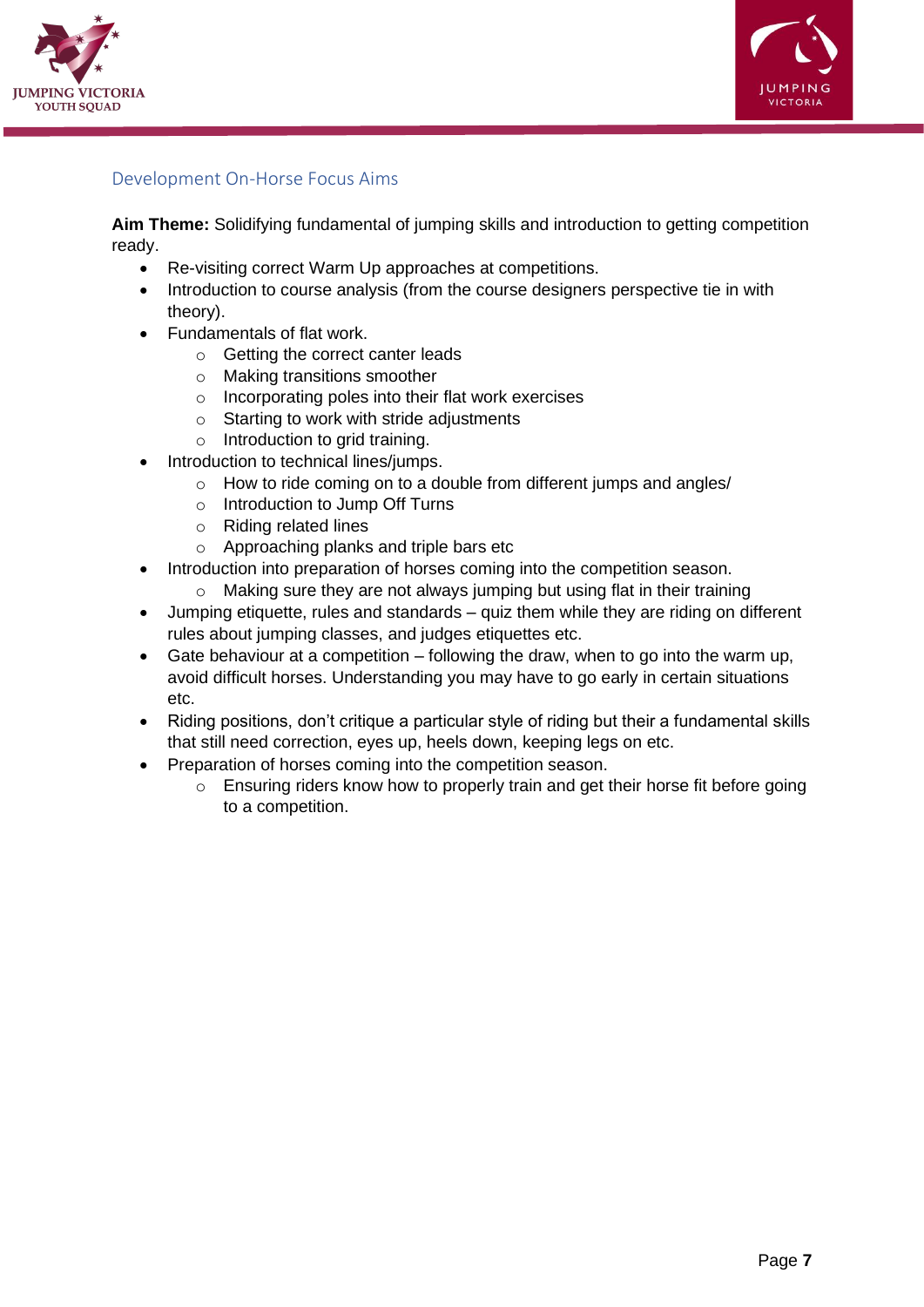## Development On-Horse Focus Aims

**Aim Theme:** Solidifying fundamental of jumping skills and introduction to getting competition ready.

- Re-visiting correct Warm Up approaches at competitions.
- Introduction to course analysis (from the course designers perspective tie in with theory).
- Fundamentals of flat work.
  - Getting the correct canter leads
  - Making transitions smoother
  - Incorporating poles into their flat work exercises
  - Starting to work with stride adjustments
  - Introduction to grid training.
- Introduction to technical lines/jumps.
  - How to ride coming on to a double from different jumps and angles/
  - Introduction to Jump Off Turns
  - Riding related lines
  - Approaching planks and triple bars etc
- Introduction into preparation of horses coming into the competition season.
  - Making sure they are not always jumping but using flat in their training
- Jumping etiquette, rules and standards – quiz them while they are riding on different rules about jumping classes, and judges etiquettes etc.
- Gate behaviour at a competition – following the draw, when to go into the warm up, avoid difficult horses. Understanding you may have to go early in certain situations etc.
- Riding positions, don't critique a particular style of riding but their a fundamental skills that still need correction, eyes up, heels down, keeping legs on etc.
- Preparation of horses coming into the competition season.
  - Ensuring riders know how to properly train and get their horse fit before going to a competition.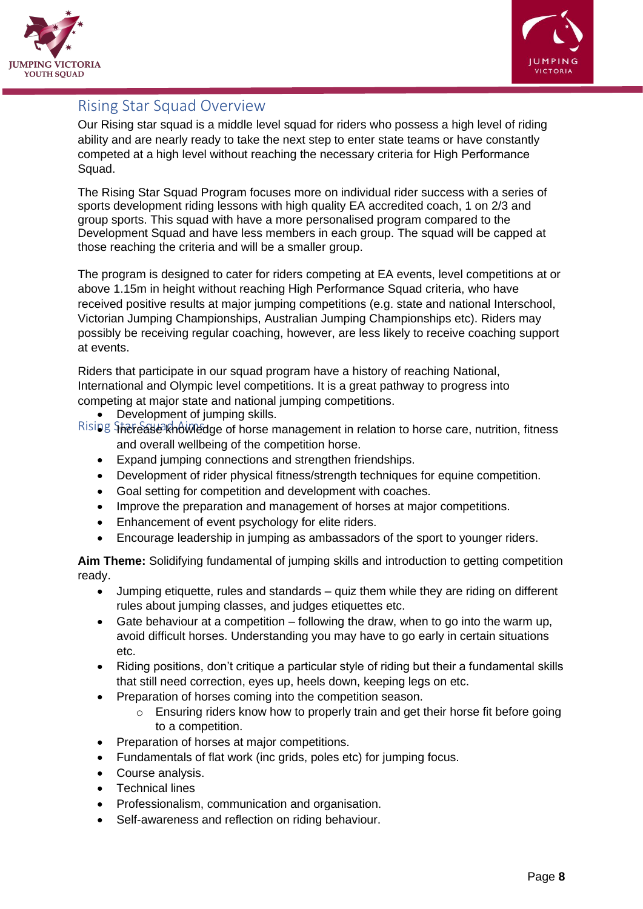## Rising Star Squad Overview

Our Rising star squad is a middle level squad for riders who possess a high level of riding ability and are nearly ready to take the next step to enter state teams or have constantly competed at a high level without reaching the necessary criteria for High Performance Squad.

The Rising Star Squad Program focuses more on individual rider success with a series of sports development riding lessons with high quality EA accredited coach, 1 on 2/3 and group sports. This squad with have a more personalised program compared to the Development Squad and have less members in each group. The squad will be capped at those reaching the criteria and will be a smaller group.

The program is designed to cater for riders competing at EA events, level competitions at or above 1.15m in height without reaching High Performance Squad criteria, who have received positive results at major jumping competitions (e.g. state and national Interschool, Victorian Jumping Championships, Australian Jumping Championships etc). Riders may possibly be receiving regular coaching, however, are less likely to receive coaching support at events.

Riders that participate in our squad program have a history of reaching National, International and Olympic level competitions. It is a great pathway to progress into competing at major state and national jumping competitions.

## Rising Star Squad Aims

- Development of jumping skills.
- Increase knowledge of horse management in relation to horse care, nutrition, fitness and overall wellbeing of the competition horse.
- Expand jumping connections and strengthen friendships.
- Development of rider physical fitness/strength techniques for equine competition.
- Goal setting for competition and development with coaches.
- Improve the preparation and management of horses at major competitions.
- Enhancement of event psychology for elite riders.
- Encourage leadership in jumping as ambassadors of the sport to younger riders.

**Aim Theme:** Solidifying fundamental of jumping skills and introduction to getting competition ready.

- Jumping etiquette, rules and standards – quiz them while they are riding on different rules about jumping classes, and judges etiquettes etc.
- Gate behaviour at a competition – following the draw, when to go into the warm up, avoid difficult horses. Understanding you may have to go early in certain situations etc.
- Riding positions, don't critique a particular style of riding but their a fundamental skills that still need correction, eyes up, heels down, keeping legs on etc.
- Preparation of horses coming into the competition season.
  - Ensuring riders know how to properly train and get their horse fit before going to a competition.
- Preparation of horses at major competitions.
- Fundamentals of flat work (inc grids, poles etc) for jumping focus.
- Course analysis.
- Technical lines
- Professionalism, communication and organisation.
- Self-awareness and reflection on riding behaviour.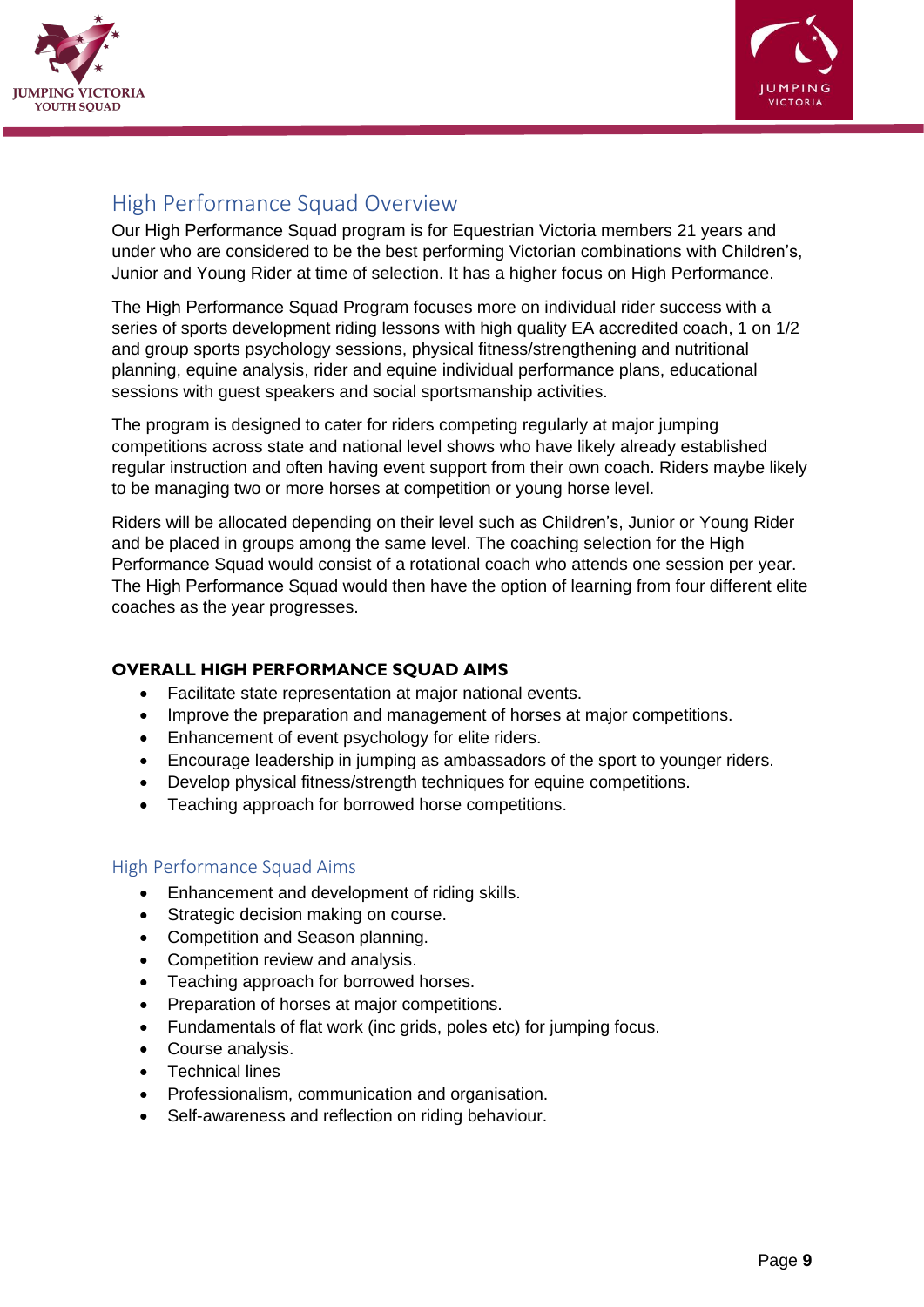## High Performance Squad Overview

Our High Performance Squad program is for Equestrian Victoria members 21 years and under who are considered to be the best performing Victorian combinations with Children's, Junior and Young Rider at time of selection. It has a higher focus on High Performance.

The High Performance Squad Program focuses more on individual rider success with a series of sports development riding lessons with high quality EA accredited coach, 1 on 1/2 and group sports psychology sessions, physical fitness/strengthening and nutritional planning, equine analysis, rider and equine individual performance plans, educational sessions with guest speakers and social sportsmanship activities.

The program is designed to cater for riders competing regularly at major jumping competitions across state and national level shows who have likely already established regular instruction and often having event support from their own coach. Riders maybe likely to be managing two or more horses at competition or young horse level.

Riders will be allocated depending on their level such as Children's, Junior or Young Rider and be placed in groups among the same level. The coaching selection for the High Performance Squad would consist of a rotational coach who attends one session per year. The High Performance Squad would then have the option of learning from four different elite coaches as the year progresses.

**OVERALL HIGH PERFORMANCE SQUAD AIMS**

- Facilitate state representation at major national events.
- Improve the preparation and management of horses at major competitions.
- Enhancement of event psychology for elite riders.
- Encourage leadership in jumping as ambassadors of the sport to younger riders.
- Develop physical fitness/strength techniques for equine competitions.
- Teaching approach for borrowed horse competitions.

### High Performance Squad Aims

- Enhancement and development of riding skills.
- Strategic decision making on course.
- Competition and Season planning.
- Competition review and analysis.
- Teaching approach for borrowed horses.
- Preparation of horses at major competitions.
- Fundamentals of flat work (inc grids, poles etc) for jumping focus.
- Course analysis.
- Technical lines
- Professionalism, communication and organisation.
- Self-awareness and reflection on riding behaviour.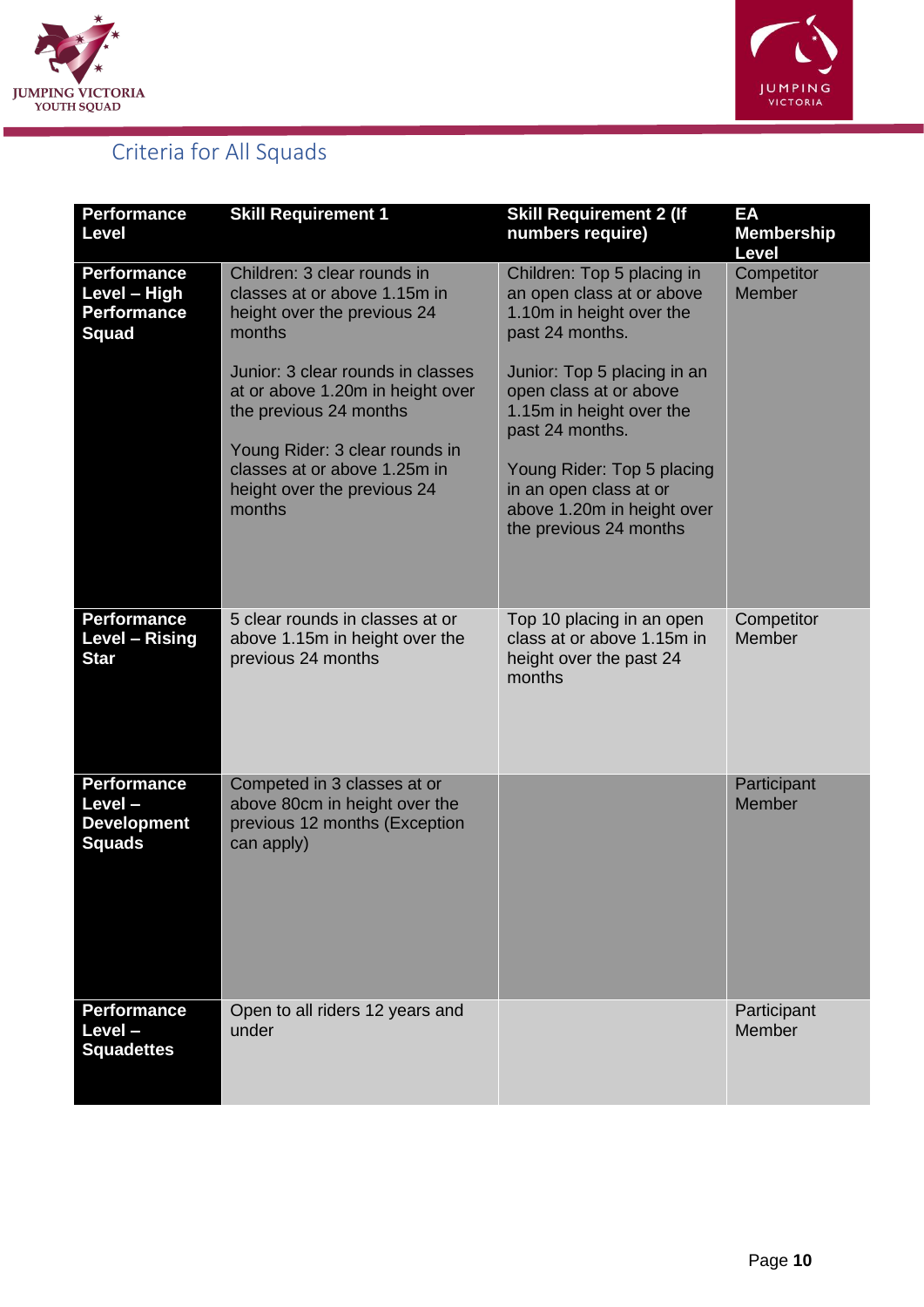## Criteria for All Squads

| Performance Level | Skill Requirement 1 | Skill Requirement 2 (If numbers require) | EA Membership Level |
|---|---|---|---|
| **Performance Level – High Performance Squad** | Children: 3 clear rounds in classes at or above 1.15m in height over the previous 24 months<br><br>Junior: 3 clear rounds in classes at or above 1.20m in height over the previous 24 months<br><br>Young Rider: 3 clear rounds in classes at or above 1.25m in height over the previous 24 months | Children: Top 5 placing in an open class at or above 1.10m in height over the past 24 months.<br><br>Junior: Top 5 placing in an open class at or above 1.15m in height over the past 24 months.<br><br>Young Rider: Top 5 placing in an open class at or above 1.20m in height over the previous 24 months | Competitor Member |
| **Performance Level – Rising Star** | 5 clear rounds in classes at or above 1.15m in height over the previous 24 months | Top 10 placing in an open class at or above 1.15m in height over the past 24 months | Competitor Member |
| **Performance Level – Development Squads** | Competed in 3 classes at or above 80cm in height over the previous 12 months (Exception can apply) | | Participant Member |
| **Performance Level – Squadettes** | Open to all riders 12 years and under | | Participant Member |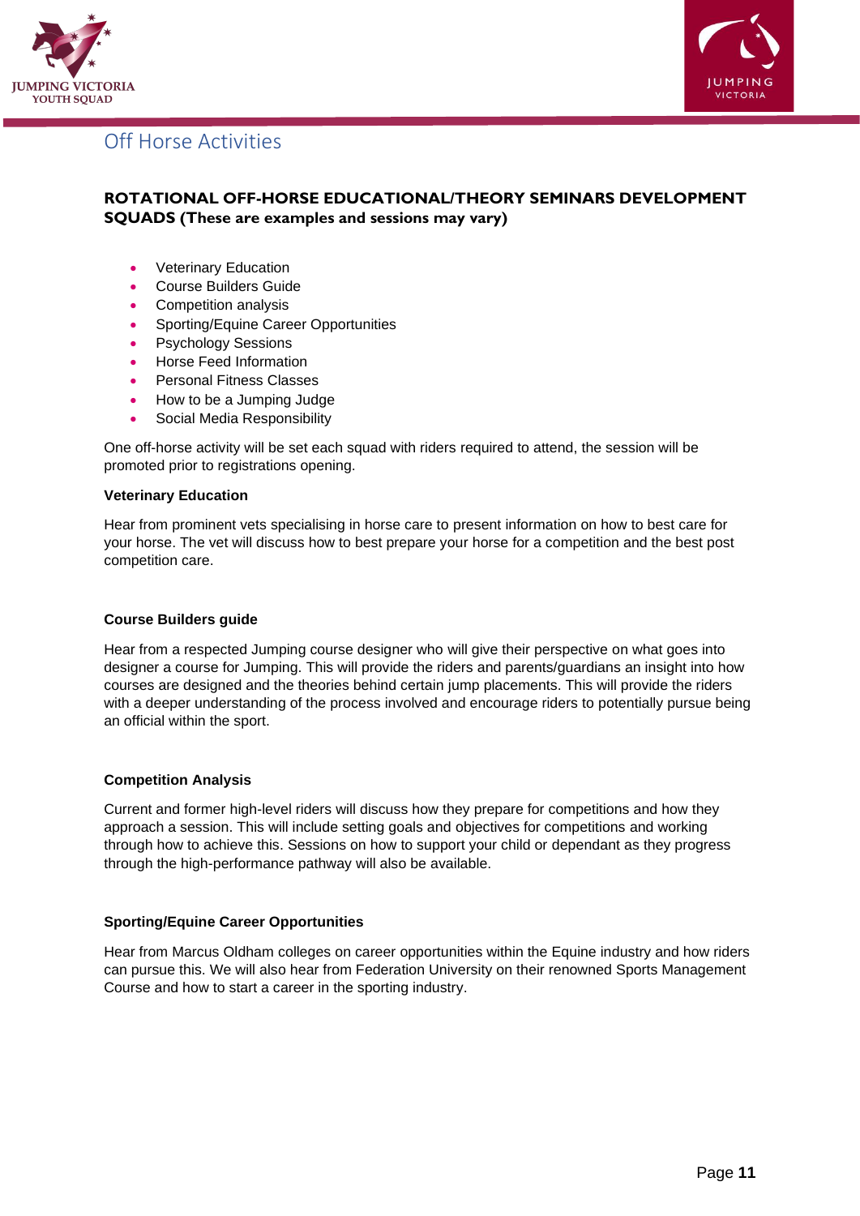## Off Horse Activities

**ROTATIONAL OFF-HORSE EDUCATIONAL/THEORY SEMINARS DEVELOPMENT SQUADS (These are examples and sessions may vary)**

- Veterinary Education
- Course Builders Guide
- Competition analysis
- Sporting/Equine Career Opportunities
- Psychology Sessions
- Horse Feed Information
- Personal Fitness Classes
- How to be a Jumping Judge
- Social Media Responsibility

One off-horse activity will be set each squad with riders required to attend, the session will be promoted prior to registrations opening.

**Veterinary Education**

Hear from prominent vets specialising in horse care to present information on how to best care for your horse. The vet will discuss how to best prepare your horse for a competition and the best post competition care.

**Course Builders guide**

Hear from a respected Jumping course designer who will give their perspective on what goes into designer a course for Jumping. This will provide the riders and parents/guardians an insight into how courses are designed and the theories behind certain jump placements. This will provide the riders with a deeper understanding of the process involved and encourage riders to potentially pursue being an official within the sport.

**Competition Analysis**

Current and former high-level riders will discuss how they prepare for competitions and how they approach a session. This will include setting goals and objectives for competitions and working through how to achieve this. Sessions on how to support your child or dependant as they progress through the high-performance pathway will also be available.

**Sporting/Equine Career Opportunities**

Hear from Marcus Oldham colleges on career opportunities within the Equine industry and how riders can pursue this. We will also hear from Federation University on their renowned Sports Management Course and how to start a career in the sporting industry.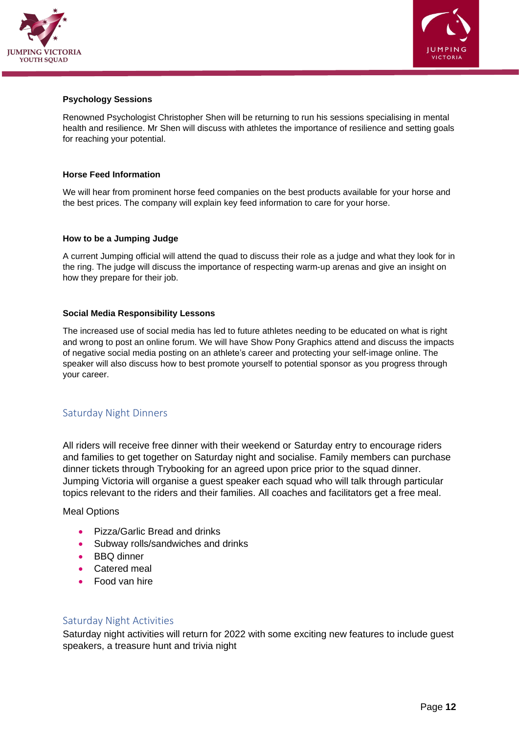#### Psychology Sessions

Renowned Psychologist Christopher Shen will be returning to run his sessions specialising in mental health and resilience. Mr Shen will discuss with athletes the importance of resilience and setting goals for reaching your potential.

#### Horse Feed Information

We will hear from prominent horse feed companies on the best products available for your horse and the best prices. The company will explain key feed information to care for your horse.

#### How to be a Jumping Judge

A current Jumping official will attend the quad to discuss their role as a judge and what they look for in the ring. The judge will discuss the importance of respecting warm-up arenas and give an insight on how they prepare for their job.

#### Social Media Responsibility Lessons

The increased use of social media has led to future athletes needing to be educated on what is right and wrong to post an online forum. We will have Show Pony Graphics attend and discuss the impacts of negative social media posting on an athlete's career and protecting your self-image online. The speaker will also discuss how to best promote yourself to potential sponsor as you progress through your career.

## Saturday Night Dinners

All riders will receive free dinner with their weekend or Saturday entry to encourage riders and families to get together on Saturday night and socialise. Family members can purchase dinner tickets through Trybooking for an agreed upon price prior to the squad dinner. Jumping Victoria will organise a guest speaker each squad who will talk through particular topics relevant to the riders and their families. All coaches and facilitators get a free meal.

Meal Options

- Pizza/Garlic Bread and drinks
- Subway rolls/sandwiches and drinks
- BBQ dinner
- Catered meal
- Food van hire

## Saturday Night Activities

Saturday night activities will return for 2022 with some exciting new features to include guest speakers, a treasure hunt and trivia night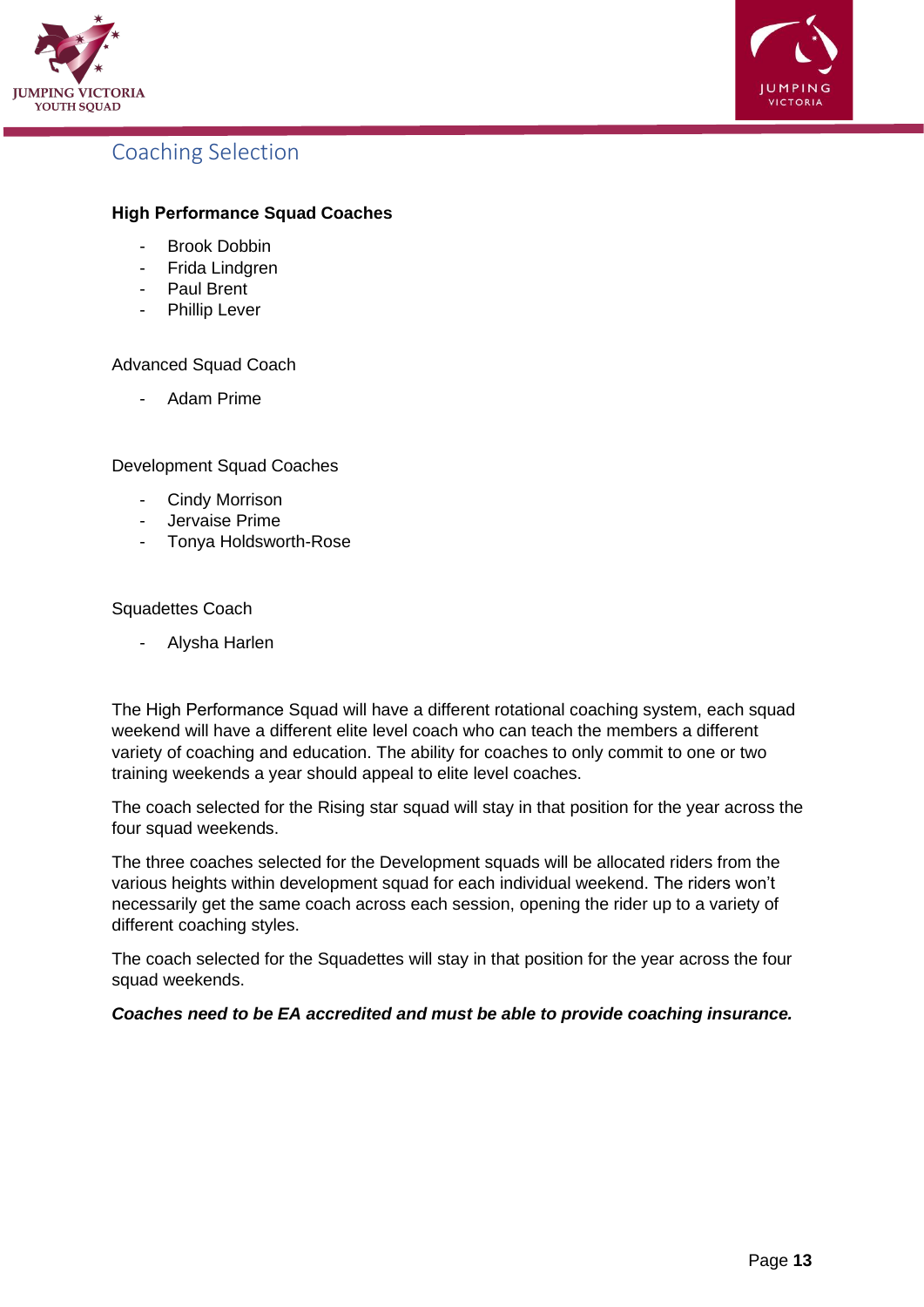## Coaching Selection

**High Performance Squad Coaches**

- Brook Dobbin
- Frida Lindgren
- Paul Brent
- Phillip Lever

Advanced Squad Coach

- Adam Prime

Development Squad Coaches

- Cindy Morrison
- Jervaise Prime
- Tonya Holdsworth-Rose

Squadettes Coach

- Alysha Harlen

The High Performance Squad will have a different rotational coaching system, each squad weekend will have a different elite level coach who can teach the members a different variety of coaching and education. The ability for coaches to only commit to one or two training weekends a year should appeal to elite level coaches.

The coach selected for the Rising star squad will stay in that position for the year across the four squad weekends.

The three coaches selected for the Development squads will be allocated riders from the various heights within development squad for each individual weekend. The riders won't necessarily get the same coach across each session, opening the rider up to a variety of different coaching styles.

The coach selected for the Squadettes will stay in that position for the year across the four squad weekends.

***Coaches need to be EA accredited and must be able to provide coaching insurance.***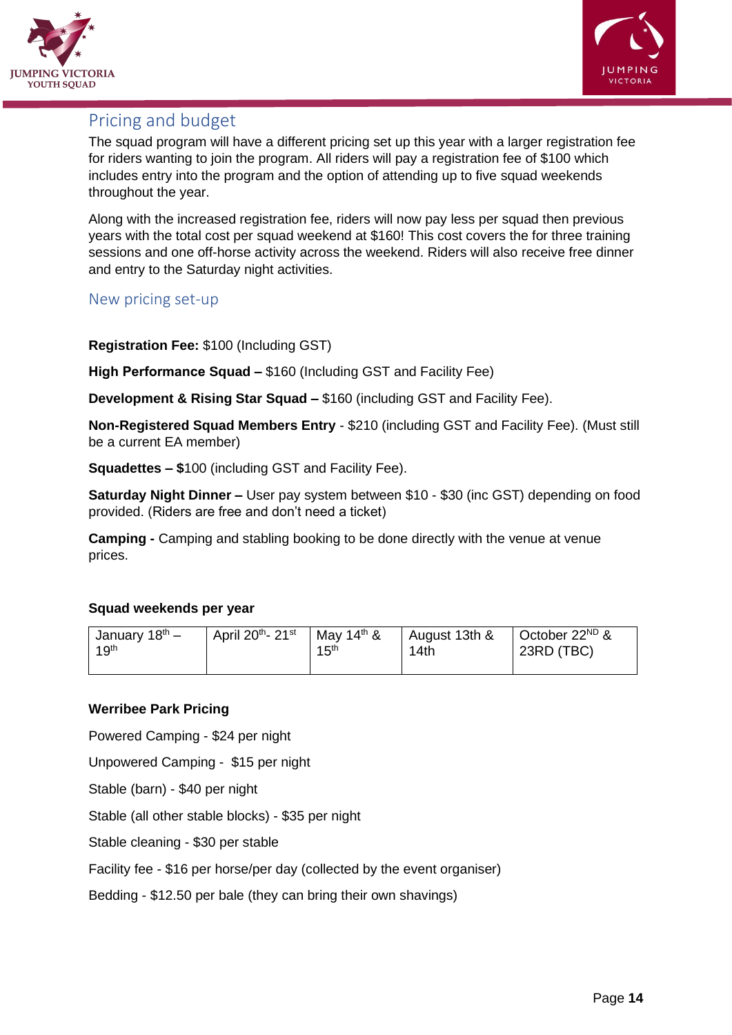## Pricing and budget

The squad program will have a different pricing set up this year with a larger registration fee for riders wanting to join the program. All riders will pay a registration fee of $100 which includes entry into the program and the option of attending up to five squad weekends throughout the year.

Along with the increased registration fee, riders will now pay less per squad then previous years with the total cost per squad weekend at $160! This cost covers the for three training sessions and one off-horse activity across the weekend. Riders will also receive free dinner and entry to the Saturday night activities.

### New pricing set-up

**Registration Fee:** $100 (Including GST)

**High Performance Squad –** $160 (Including GST and Facility Fee)

**Development & Rising Star Squad –** $160 (including GST and Facility Fee).

**Non-Registered Squad Members Entry** - $210 (including GST and Facility Fee). (Must still be a current EA member)

**Squadettes – $**100 (including GST and Facility Fee).

**Saturday Night Dinner –** User pay system between $10 - $30 (inc GST) depending on food provided. (Riders are free and don't need a ticket)

**Camping -** Camping and stabling booking to be done directly with the venue at venue prices.

**Squad weekends per year**

| | | | | |
|---|---|---|---|---|
| January 18th – 19th | April 20th- 21st | May 14th & 15th | August 13th & 14th | October 22ND & 23RD (TBC) |

**Werribee Park Pricing**

Powered Camping - $24 per night

Unpowered Camping - $15 per night

Stable (barn) - $40 per night

Stable (all other stable blocks) - $35 per night

Stable cleaning - $30 per stable

Facility fee - $16 per horse/per day (collected by the event organiser)

Bedding - $12.50 per bale (they can bring their own shavings)